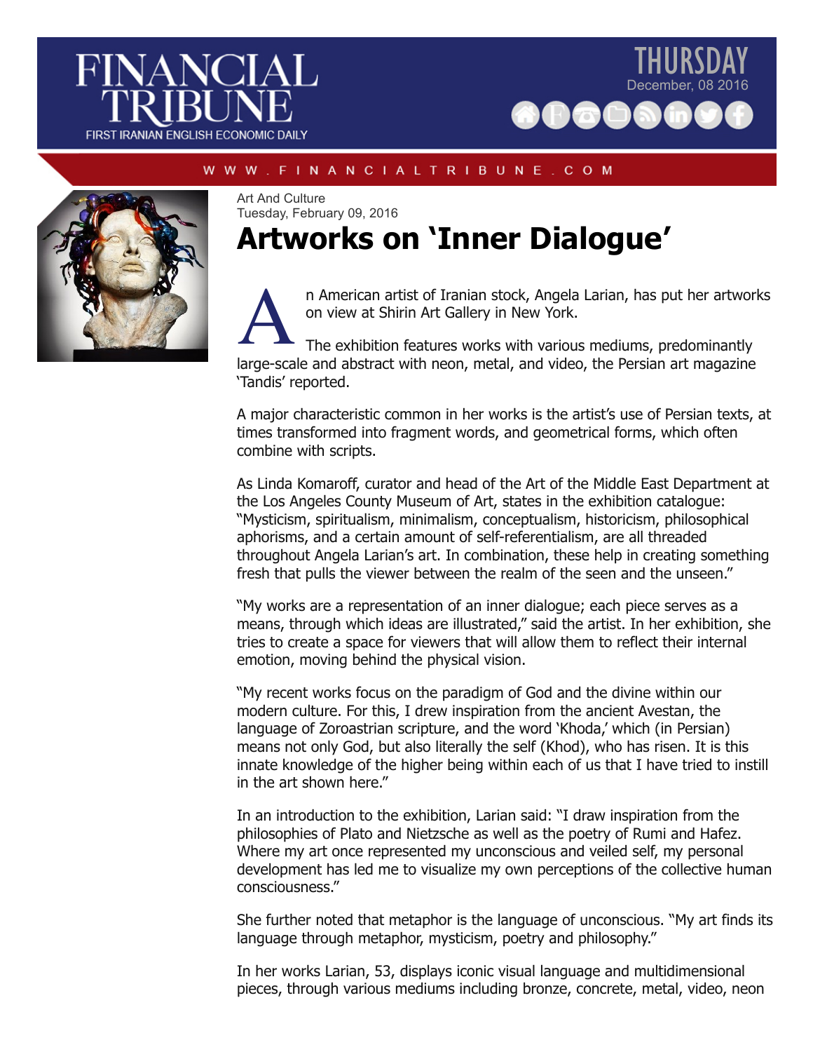Art And Culture

Tuesday, February 09, 2016

# Artworks on 'Inner Dialogue'

An American artist of Iranian stock, Angela Larian, has put her artworks on view at Shirin Art Gallery in New York.

The exhibition features works with various mediums, predominantly large-scale and abstract with neon, metal, and video, the Persian art magazine 'Tandis' reported.

A major characteristic common in her works is the artist's use of Persian texts, at times transformed into fragment words, and geometrical forms, which often combine with scripts.

As Linda Komaroff, curator and head of the Art of the Middle East Department at the Los Angeles County Museum of Art, states in the exhibition catalogue: "Mysticism, spiritualism, minimalism, conceptualism, historicism, philosophical aphorisms, and a certain amount of self-referentialism, are all threaded throughout Angela Larian's art. In combination, these help in creating something fresh that pulls the viewer between the realm of the seen and the unseen."

"My works are a representation of an inner dialogue; each piece serves as a means, through which ideas are illustrated," said the artist. In her exhibition, she tries to create a space for viewers that will allow them to reflect their internal emotion, moving behind the physical vision.

"My recent works focus on the paradigm of God and the divine within our modern culture. For this, I drew inspiration from the ancient Avestan, the language of Zoroastrian scripture, and the word 'Khoda,' which (in Persian) means not only God, but also literally the self (Khod), who has risen. It is this innate knowledge of the higher being within each of us that I have tried to instill in the art shown here."

In an introduction to the exhibition, Larian said: "I draw inspiration from the philosophies of Plato and Nietzsche as well as the poetry of Rumi and Hafez. Where my art once represented my unconscious and veiled self, my personal development has led me to visualize my own perceptions of the collective human consciousness."

She further noted that metaphor is the language of unconscious. "My art finds its language through metaphor, mysticism, poetry and philosophy."

In her works Larian, 53, displays iconic visual language and multidimensional pieces, through various mediums including bronze, concrete, metal, video, neon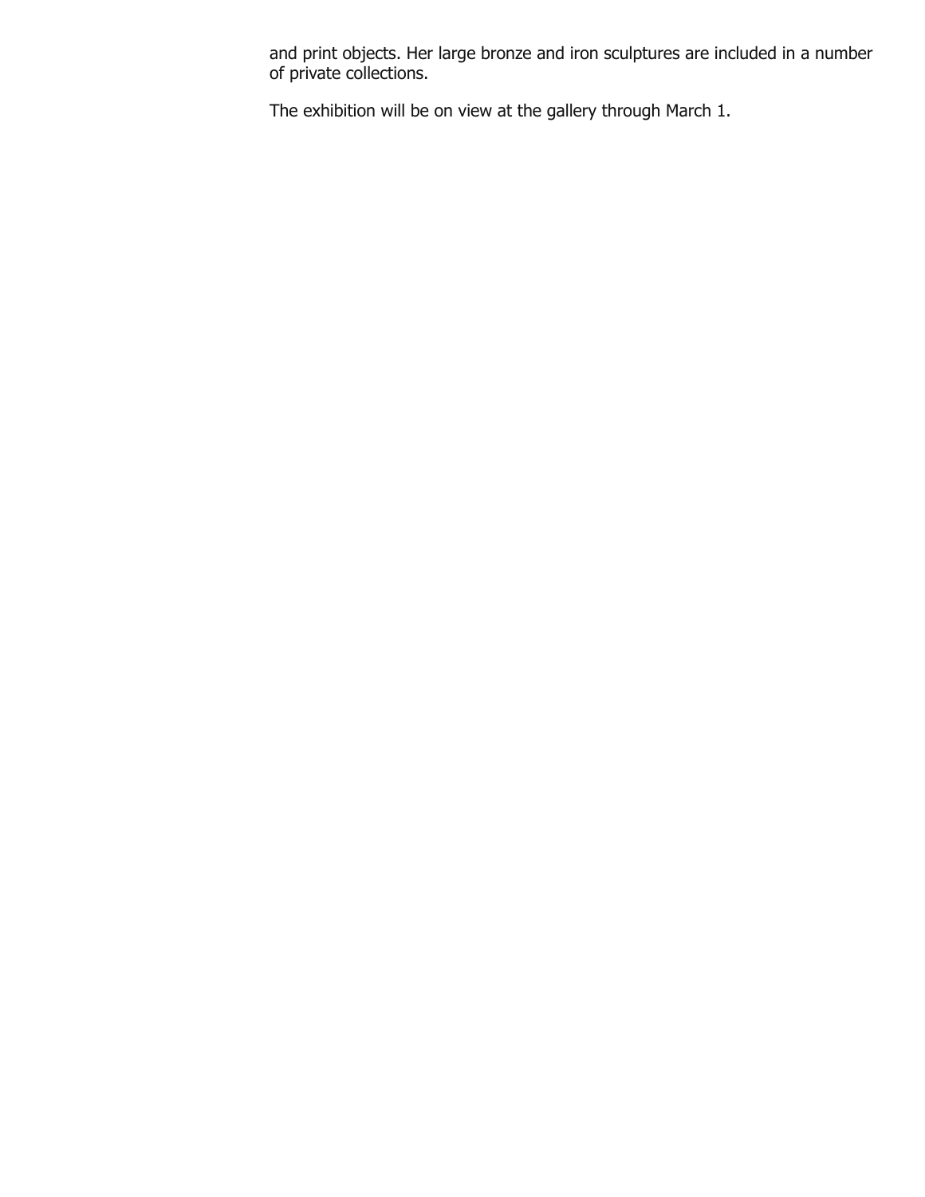and print objects. Her large bronze and iron sculptures are included in a number of private collections.

The exhibition will be on view at the gallery through March 1.